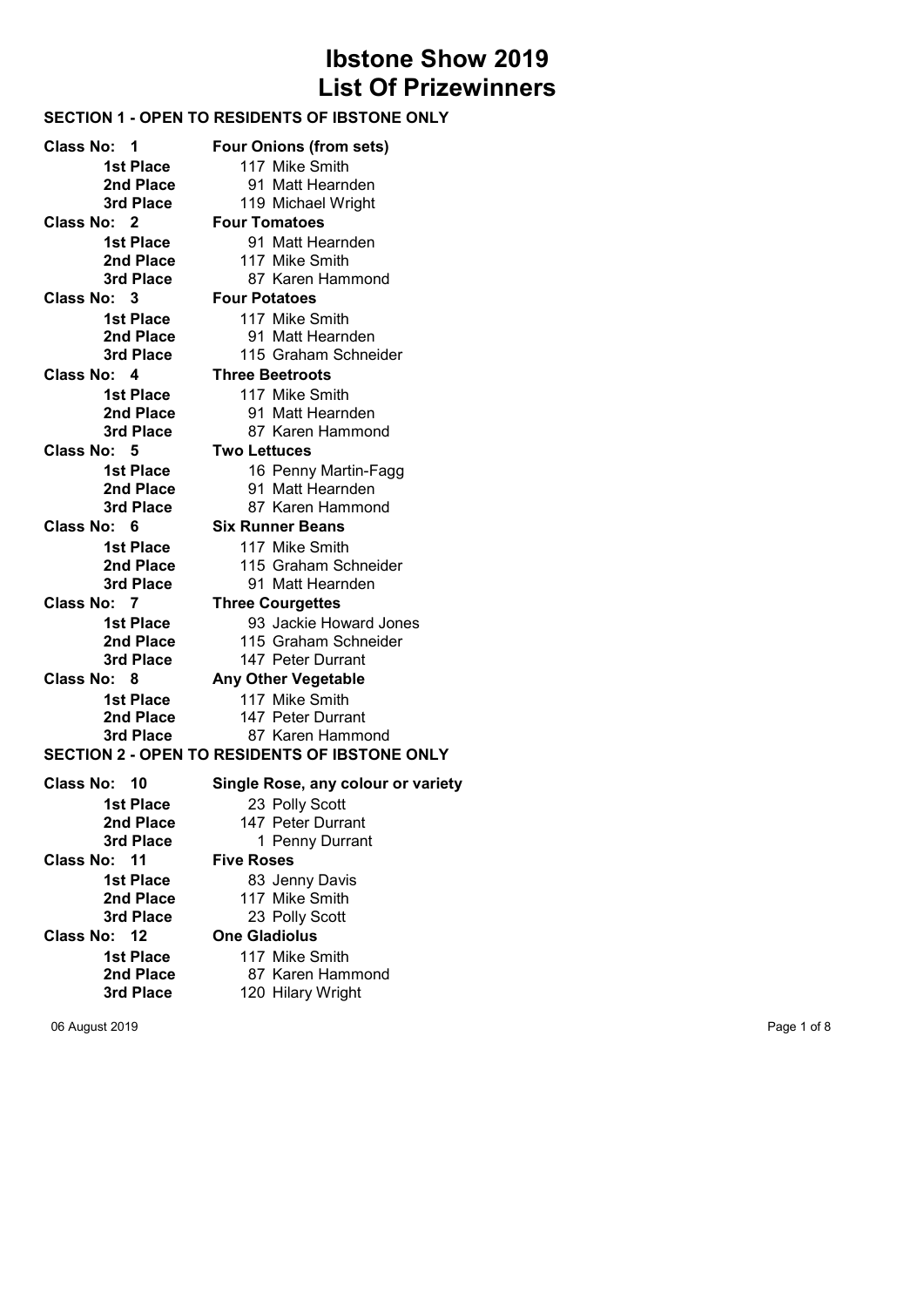# Ibstone Show 2019
# List Of Prizewinners

## SECTION 1 - OPEN TO RESIDENTS OF IBSTONE ONLY

**Class No: 1** — **Four Onions (from sets)**

- **1st Place** 117 Mike Smith
- **2nd Place** 91 Matt Hearnden
- **3rd Place** 119 Michael Wright

**Class No: 2** — **Four Tomatoes**

- **1st Place** 91 Matt Hearnden
- **2nd Place** 117 Mike Smith
- **3rd Place** 87 Karen Hammond

**Class No: 3** — **Four Potatoes**

- **1st Place** 117 Mike Smith
- **2nd Place** 91 Matt Hearnden
- **3rd Place** 115 Graham Schneider

**Class No: 4** — **Three Beetroots**

- **1st Place** 117 Mike Smith
- **2nd Place** 91 Matt Hearnden
- **3rd Place** 87 Karen Hammond

**Class No: 5** — **Two Lettuces**

- **1st Place** 16 Penny Martin-Fagg
- **2nd Place** 91 Matt Hearnden
- **3rd Place** 87 Karen Hammond

**Class No: 6** — **Six Runner Beans**

- **1st Place** 117 Mike Smith
- **2nd Place** 115 Graham Schneider
- **3rd Place** 91 Matt Hearnden

**Class No: 7** — **Three Courgettes**

- **1st Place** 93 Jackie Howard Jones
- **2nd Place** 115 Graham Schneider
- **3rd Place** 147 Peter Durrant

**Class No: 8** — **Any Other Vegetable**

- **1st Place** 117 Mike Smith
- **2nd Place** 147 Peter Durrant
- **3rd Place** 87 Karen Hammond

## SECTION 2 - OPEN TO RESIDENTS OF IBSTONE ONLY

**Class No: 10** — **Single Rose, any colour or variety**

- **1st Place** 23 Polly Scott
- **2nd Place** 147 Peter Durrant
- **3rd Place** 1 Penny Durrant

**Class No: 11** — **Five Roses**

- **1st Place** 83 Jenny Davis
- **2nd Place** 117 Mike Smith
- **3rd Place** 23 Polly Scott

**Class No: 12** — **One Gladiolus**

- **1st Place** 117 Mike Smith
- **2nd Place** 87 Karen Hammond
- **3rd Place** 120 Hilary Wright

06 August 2019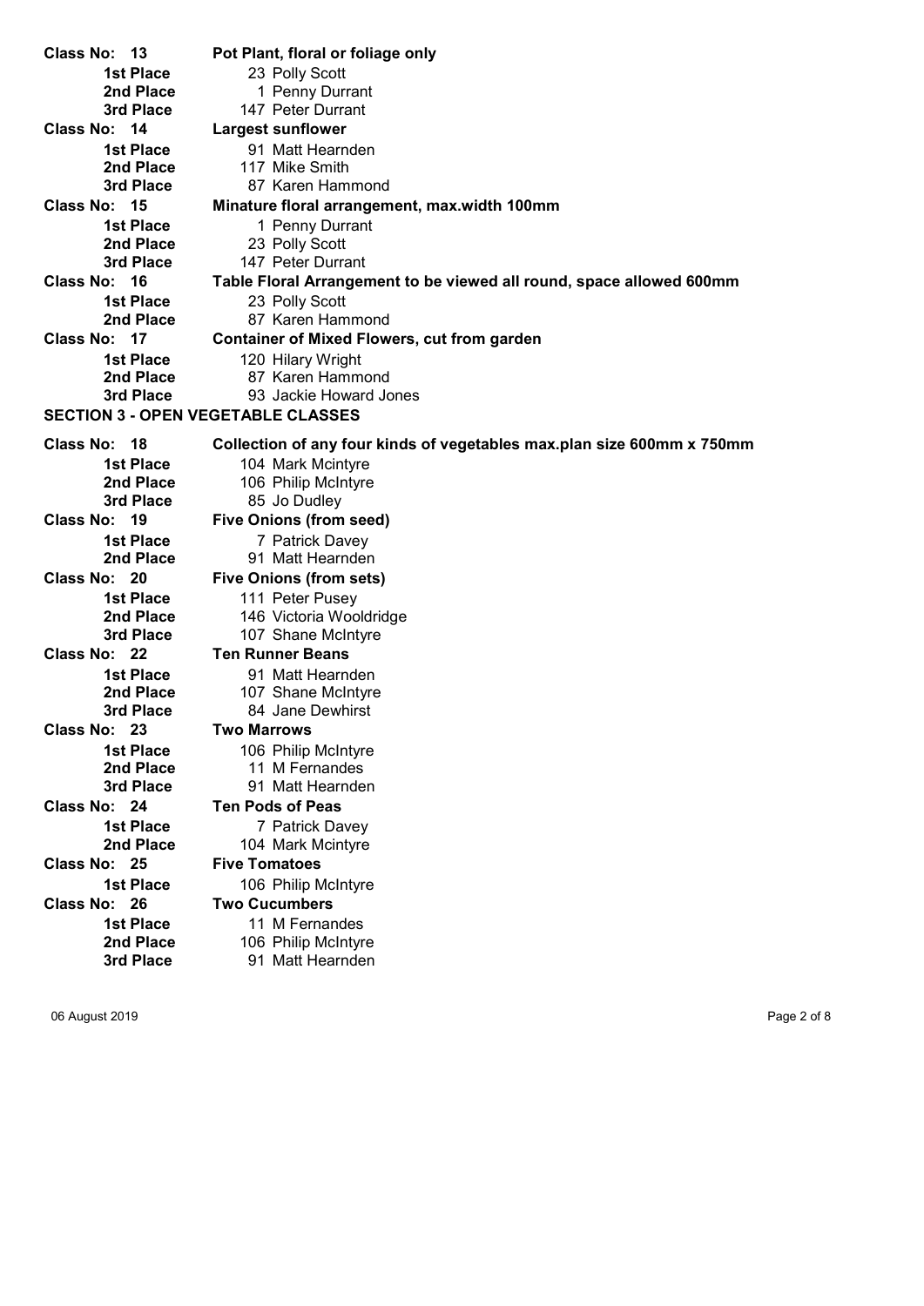**Class No: 13** **Pot Plant, floral or foliage only**

- **1st Place** 23 Polly Scott
- **2nd Place** 1 Penny Durrant
- **3rd Place** 147 Peter Durrant

**Class No: 14** **Largest sunflower**

- **1st Place** 91 Matt Hearnden
- **2nd Place** 117 Mike Smith
- **3rd Place** 87 Karen Hammond

**Class No: 15** **Minature floral arrangement, max.width 100mm**

- **1st Place** 1 Penny Durrant
- **2nd Place** 23 Polly Scott
- **3rd Place** 147 Peter Durrant

**Class No: 16** **Table Floral Arrangement to be viewed all round, space allowed 600mm**

- **1st Place** 23 Polly Scott
- **2nd Place** 87 Karen Hammond

**Class No: 17** **Container of Mixed Flowers, cut from garden**

- **1st Place** 120 Hilary Wright
- **2nd Place** 87 Karen Hammond
- **3rd Place** 93 Jackie Howard Jones

## SECTION 3 - OPEN VEGETABLE CLASSES

**Class No: 18** **Collection of any four kinds of vegetables max.plan size 600mm x 750mm**

- **1st Place** 104 Mark Mcintyre
- **2nd Place** 106 Philip McIntyre
- **3rd Place** 85 Jo Dudley

**Class No: 19** **Five Onions (from seed)**

- **1st Place** 7 Patrick Davey
- **2nd Place** 91 Matt Hearnden

**Class No: 20** **Five Onions (from sets)**

- **1st Place** 111 Peter Pusey
- **2nd Place** 146 Victoria Wooldridge
- **3rd Place** 107 Shane McIntyre

**Class No: 22** **Ten Runner Beans**

- **1st Place** 91 Matt Hearnden
- **2nd Place** 107 Shane McIntyre
- **3rd Place** 84 Jane Dewhirst

**Class No: 23** **Two Marrows**

- **1st Place** 106 Philip McIntyre
- **2nd Place** 11 M Fernandes
- **3rd Place** 91 Matt Hearnden

**Class No: 24** **Ten Pods of Peas**

- **1st Place** 7 Patrick Davey
- **2nd Place** 104 Mark Mcintyre

**Class No: 25** **Five Tomatoes**

- **1st Place** 106 Philip McIntyre

**Class No: 26** **Two Cucumbers**

- **1st Place** 11 M Fernandes
- **2nd Place** 106 Philip McIntyre
- **3rd Place** 91 Matt Hearnden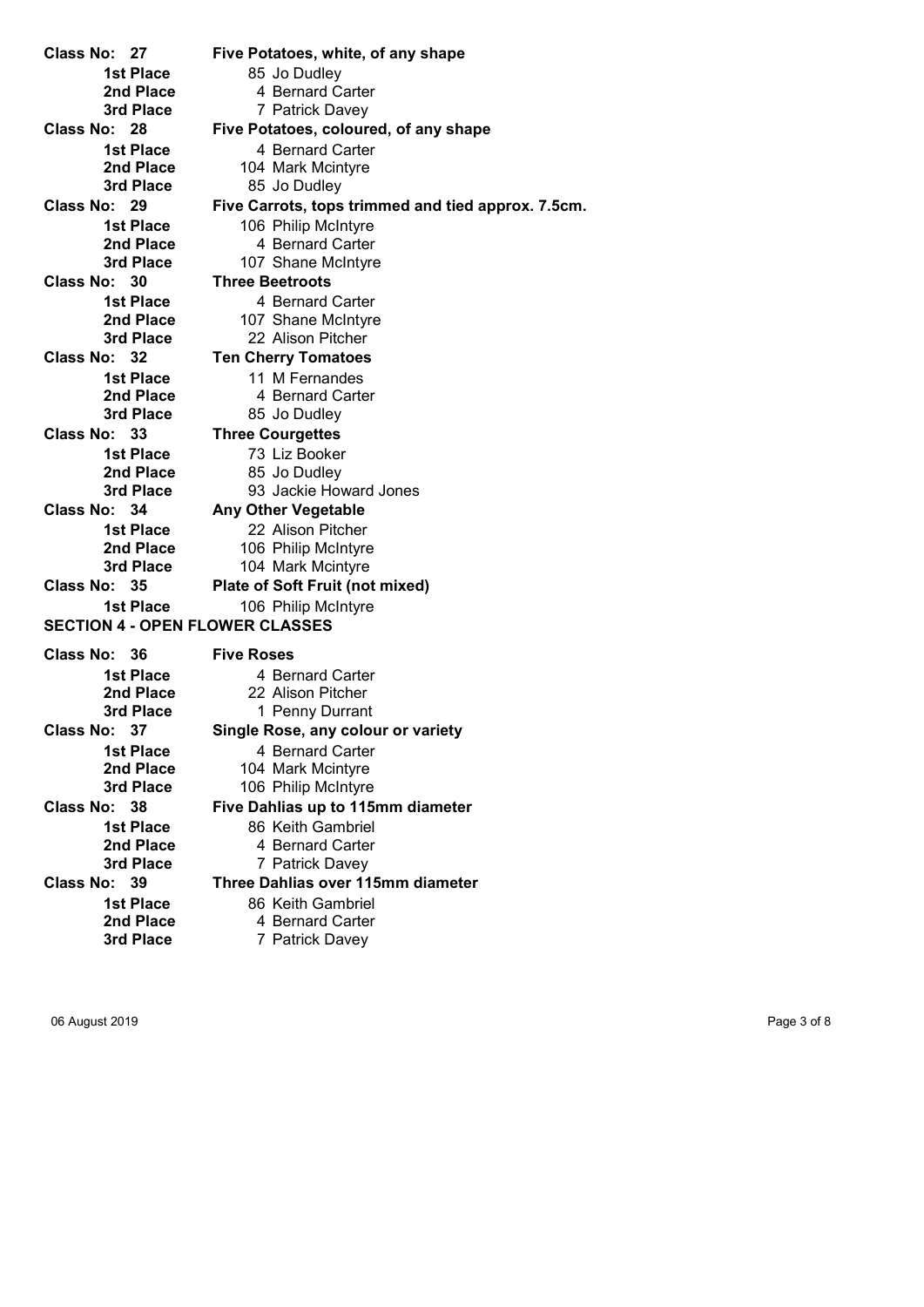**Class No: 27** **Five Potatoes, white, of any shape**

| | |
|---|---|
| **1st Place** | 85 Jo Dudley |
| **2nd Place** | 4 Bernard Carter |
| **3rd Place** | 7 Patrick Davey |

**Class No: 28** **Five Potatoes, coloured, of any shape**

| | |
|---|---|
| **1st Place** | 4 Bernard Carter |
| **2nd Place** | 104 Mark Mcintyre |
| **3rd Place** | 85 Jo Dudley |

**Class No: 29** **Five Carrots, tops trimmed and tied approx. 7.5cm.**

| | |
|---|---|
| **1st Place** | 106 Philip McIntyre |
| **2nd Place** | 4 Bernard Carter |
| **3rd Place** | 107 Shane McIntyre |

**Class No: 30** **Three Beetroots**

| | |
|---|---|
| **1st Place** | 4 Bernard Carter |
| **2nd Place** | 107 Shane McIntyre |
| **3rd Place** | 22 Alison Pitcher |

**Class No: 32** **Ten Cherry Tomatoes**

| | |
|---|---|
| **1st Place** | 11 M Fernandes |
| **2nd Place** | 4 Bernard Carter |
| **3rd Place** | 85 Jo Dudley |

**Class No: 33** **Three Courgettes**

| | |
|---|---|
| **1st Place** | 73 Liz Booker |
| **2nd Place** | 85 Jo Dudley |
| **3rd Place** | 93 Jackie Howard Jones |

**Class No: 34** **Any Other Vegetable**

| | |
|---|---|
| **1st Place** | 22 Alison Pitcher |
| **2nd Place** | 106 Philip McIntyre |
| **3rd Place** | 104 Mark Mcintyre |

**Class No: 35** **Plate of Soft Fruit (not mixed)**

| | |
|---|---|
| **1st Place** | 106 Philip McIntyre |

## SECTION 4 - OPEN FLOWER CLASSES

**Class No: 36** **Five Roses**

| | |
|---|---|
| **1st Place** | 4 Bernard Carter |
| **2nd Place** | 22 Alison Pitcher |
| **3rd Place** | 1 Penny Durrant |

**Class No: 37** **Single Rose, any colour or variety**

| | |
|---|---|
| **1st Place** | 4 Bernard Carter |
| **2nd Place** | 104 Mark Mcintyre |
| **3rd Place** | 106 Philip McIntyre |

**Class No: 38** **Five Dahlias up to 115mm diameter**

| | |
|---|---|
| **1st Place** | 86 Keith Gambriel |
| **2nd Place** | 4 Bernard Carter |
| **3rd Place** | 7 Patrick Davey |

**Class No: 39** **Three Dahlias over 115mm diameter**

| | |
|---|---|
| **1st Place** | 86 Keith Gambriel |
| **2nd Place** | 4 Bernard Carter |
| **3rd Place** | 7 Patrick Davey |

06 August 2019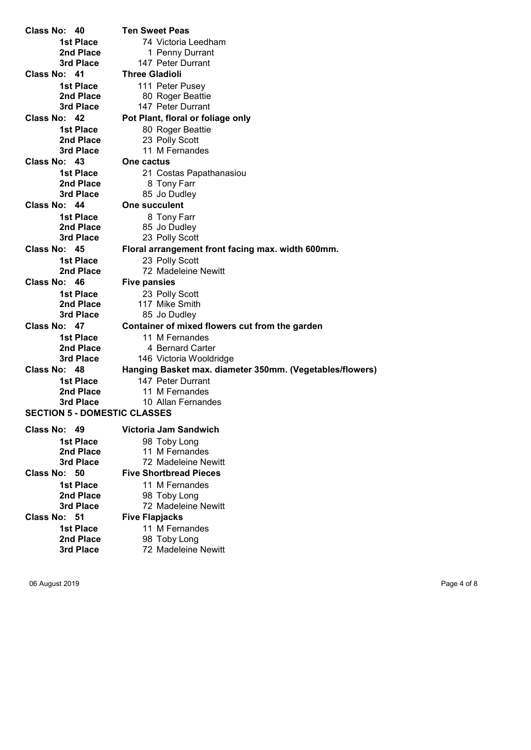**Class No: 40** **Ten Sweet Peas**

- **1st Place** 74 Victoria Leedham
- **2nd Place** 1 Penny Durrant
- **3rd Place** 147 Peter Durrant

**Class No: 41** **Three Gladioli**

- **1st Place** 111 Peter Pusey
- **2nd Place** 80 Roger Beattie
- **3rd Place** 147 Peter Durrant

**Class No: 42** **Pot Plant, floral or foliage only**

- **1st Place** 80 Roger Beattie
- **2nd Place** 23 Polly Scott
- **3rd Place** 11 M Fernandes

**Class No: 43** **One cactus**

- **1st Place** 21 Costas Papathanasiou
- **2nd Place** 8 Tony Farr
- **3rd Place** 85 Jo Dudley

**Class No: 44** **One succulent**

- **1st Place** 8 Tony Farr
- **2nd Place** 85 Jo Dudley
- **3rd Place** 23 Polly Scott

**Class No: 45** **Floral arrangement front facing max. width 600mm.**

- **1st Place** 23 Polly Scott
- **2nd Place** 72 Madeleine Newitt

**Class No: 46** **Five pansies**

- **1st Place** 23 Polly Scott
- **2nd Place** 117 Mike Smith
- **3rd Place** 85 Jo Dudley

**Class No: 47** **Container of mixed flowers cut from the garden**

- **1st Place** 11 M Fernandes
- **2nd Place** 4 Bernard Carter
- **3rd Place** 146 Victoria Wooldridge

**Class No: 48** **Hanging Basket max. diameter 350mm. (Vegetables/flowers)**

- **1st Place** 147 Peter Durrant
- **2nd Place** 11 M Fernandes
- **3rd Place** 10 Allan Fernandes

## SECTION 5 - DOMESTIC CLASSES

**Class No: 49** **Victoria Jam Sandwich**

- **1st Place** 98 Toby Long
- **2nd Place** 11 M Fernandes
- **3rd Place** 72 Madeleine Newitt

**Class No: 50** **Five Shortbread Pieces**

- **1st Place** 11 M Fernandes
- **2nd Place** 98 Toby Long
- **3rd Place** 72 Madeleine Newitt

**Class No: 51** **Five Flapjacks**

- **1st Place** 11 M Fernandes
- **2nd Place** 98 Toby Long
- **3rd Place** 72 Madeleine Newitt

06 August 2019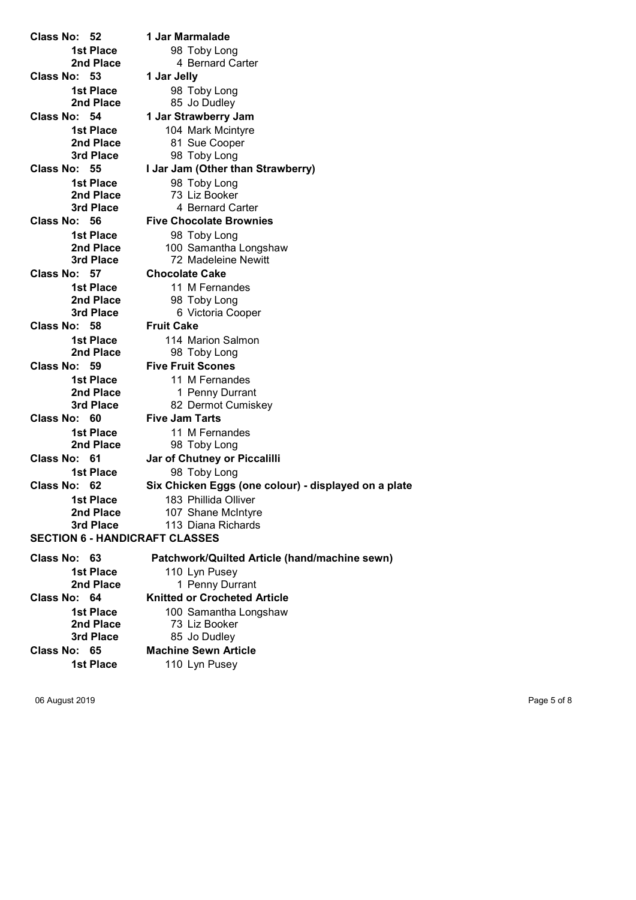**Class No: 52** — **1 Jar Marmalade**

| Place | Entrant |
|---|---|
| 1st Place | 98 Toby Long |
| 2nd Place | 4 Bernard Carter |

**Class No: 53** — **1 Jar Jelly**

| Place | Entrant |
|---|---|
| 1st Place | 98 Toby Long |
| 2nd Place | 85 Jo Dudley |

**Class No: 54** — **1 Jar Strawberry Jam**

| Place | Entrant |
|---|---|
| 1st Place | 104 Mark Mcintyre |
| 2nd Place | 81 Sue Cooper |
| 3rd Place | 98 Toby Long |

**Class No: 55** — **I Jar Jam (Other than Strawberry)**

| Place | Entrant |
|---|---|
| 1st Place | 98 Toby Long |
| 2nd Place | 73 Liz Booker |
| 3rd Place | 4 Bernard Carter |

**Class No: 56** — **Five Chocolate Brownies**

| Place | Entrant |
|---|---|
| 1st Place | 98 Toby Long |
| 2nd Place | 100 Samantha Longshaw |
| 3rd Place | 72 Madeleine Newitt |

**Class No: 57** — **Chocolate Cake**

| Place | Entrant |
|---|---|
| 1st Place | 11 M Fernandes |
| 2nd Place | 98 Toby Long |
| 3rd Place | 6 Victoria Cooper |

**Class No: 58** — **Fruit Cake**

| Place | Entrant |
|---|---|
| 1st Place | 114 Marion Salmon |
| 2nd Place | 98 Toby Long |

**Class No: 59** — **Five Fruit Scones**

| Place | Entrant |
|---|---|
| 1st Place | 11 M Fernandes |
| 2nd Place | 1 Penny Durrant |
| 3rd Place | 82 Dermot Cumiskey |

**Class No: 60** — **Five Jam Tarts**

| Place | Entrant |
|---|---|
| 1st Place | 11 M Fernandes |
| 2nd Place | 98 Toby Long |

**Class No: 61** — **Jar of Chutney or Piccalilli**

| Place | Entrant |
|---|---|
| 1st Place | 98 Toby Long |

**Class No: 62** — **Six Chicken Eggs (one colour) - displayed on a plate**

| Place | Entrant |
|---|---|
| 1st Place | 183 Phillida Olliver |
| 2nd Place | 107 Shane McIntyre |
| 3rd Place | 113 Diana Richards |

## SECTION 6 - HANDICRAFT CLASSES

**Class No: 63** — **Patchwork/Quilted Article (hand/machine sewn)**

| Place | Entrant |
|---|---|
| 1st Place | 110 Lyn Pusey |
| 2nd Place | 1 Penny Durrant |

**Class No: 64** — **Knitted or Crocheted Article**

| Place | Entrant |
|---|---|
| 1st Place | 100 Samantha Longshaw |
| 2nd Place | 73 Liz Booker |
| 3rd Place | 85 Jo Dudley |

**Class No: 65** — **Machine Sewn Article**

| Place | Entrant |
|---|---|
| 1st Place | 110 Lyn Pusey |

06 August 2019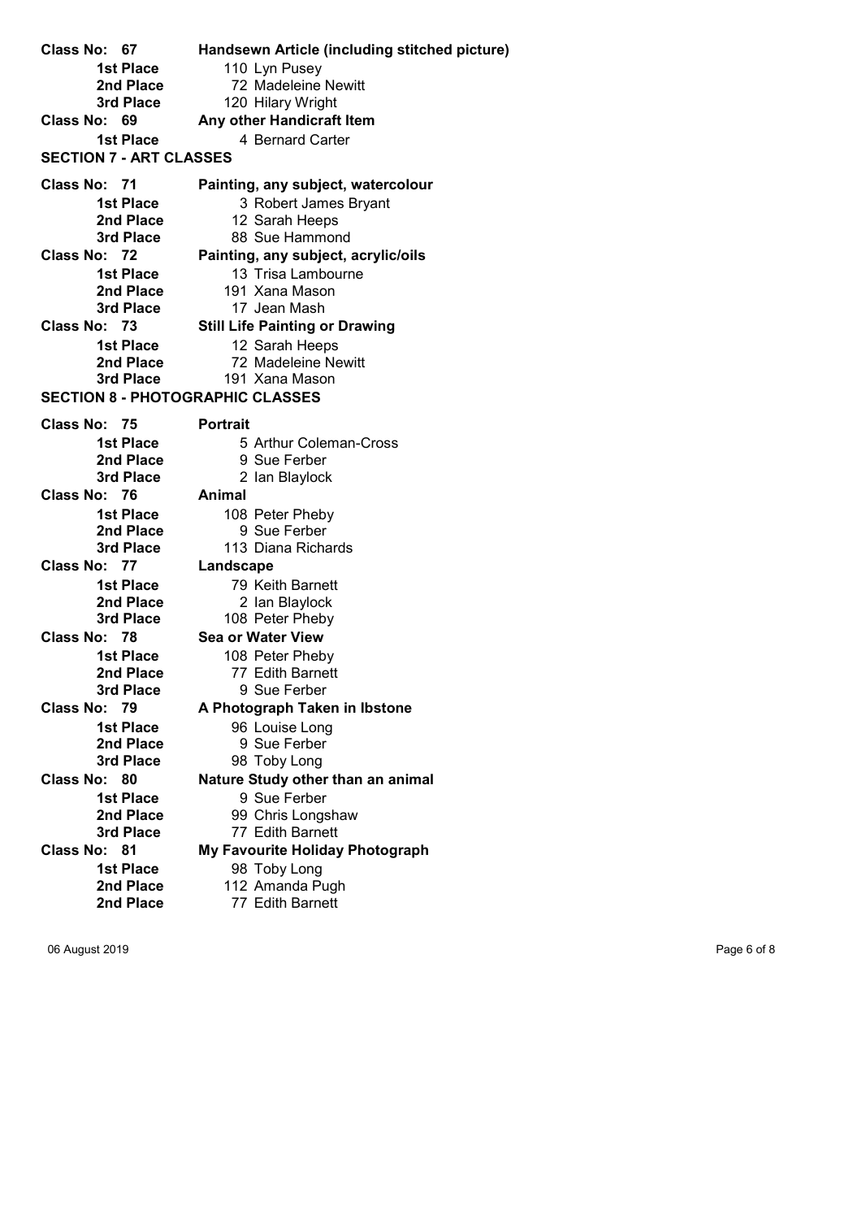**Class No: 67** **Handsewn Article (including stitched picture)**

| | |
|---|---|
| **1st Place** | 110 Lyn Pusey |
| **2nd Place** | 72 Madeleine Newitt |
| **3rd Place** | 120 Hilary Wright |

**Class No: 69** **Any other Handicraft Item**

| | |
|---|---|
| **1st Place** | 4 Bernard Carter |

## SECTION 7 - ART CLASSES

**Class No: 71** **Painting, any subject, watercolour**

| | |
|---|---|
| **1st Place** | 3 Robert James Bryant |
| **2nd Place** | 12 Sarah Heeps |
| **3rd Place** | 88 Sue Hammond |

**Class No: 72** **Painting, any subject, acrylic/oils**

| | |
|---|---|
| **1st Place** | 13 Trisa Lambourne |
| **2nd Place** | 191 Xana Mason |
| **3rd Place** | 17 Jean Mash |

**Class No: 73** **Still Life Painting or Drawing**

| | |
|---|---|
| **1st Place** | 12 Sarah Heeps |
| **2nd Place** | 72 Madeleine Newitt |
| **3rd Place** | 191 Xana Mason |

## SECTION 8 - PHOTOGRAPHIC CLASSES

**Class No: 75** **Portrait**

| | |
|---|---|
| **1st Place** | 5 Arthur Coleman-Cross |
| **2nd Place** | 9 Sue Ferber |
| **3rd Place** | 2 Ian Blaylock |

**Class No: 76** **Animal**

| | |
|---|---|
| **1st Place** | 108 Peter Pheby |
| **2nd Place** | 9 Sue Ferber |
| **3rd Place** | 113 Diana Richards |

**Class No: 77** **Landscape**

| | |
|---|---|
| **1st Place** | 79 Keith Barnett |
| **2nd Place** | 2 Ian Blaylock |
| **3rd Place** | 108 Peter Pheby |

**Class No: 78** **Sea or Water View**

| | |
|---|---|
| **1st Place** | 108 Peter Pheby |
| **2nd Place** | 77 Edith Barnett |
| **3rd Place** | 9 Sue Ferber |

**Class No: 79** **A Photograph Taken in Ibstone**

| | |
|---|---|
| **1st Place** | 96 Louise Long |
| **2nd Place** | 9 Sue Ferber |
| **3rd Place** | 98 Toby Long |

**Class No: 80** **Nature Study other than an animal**

| | |
|---|---|
| **1st Place** | 9 Sue Ferber |
| **2nd Place** | 99 Chris Longshaw |
| **3rd Place** | 77 Edith Barnett |

**Class No: 81** **My Favourite Holiday Photograph**

| | |
|---|---|
| **1st Place** | 98 Toby Long |
| **2nd Place** | 112 Amanda Pugh |
| **2nd Place** | 77 Edith Barnett |

06 August 2019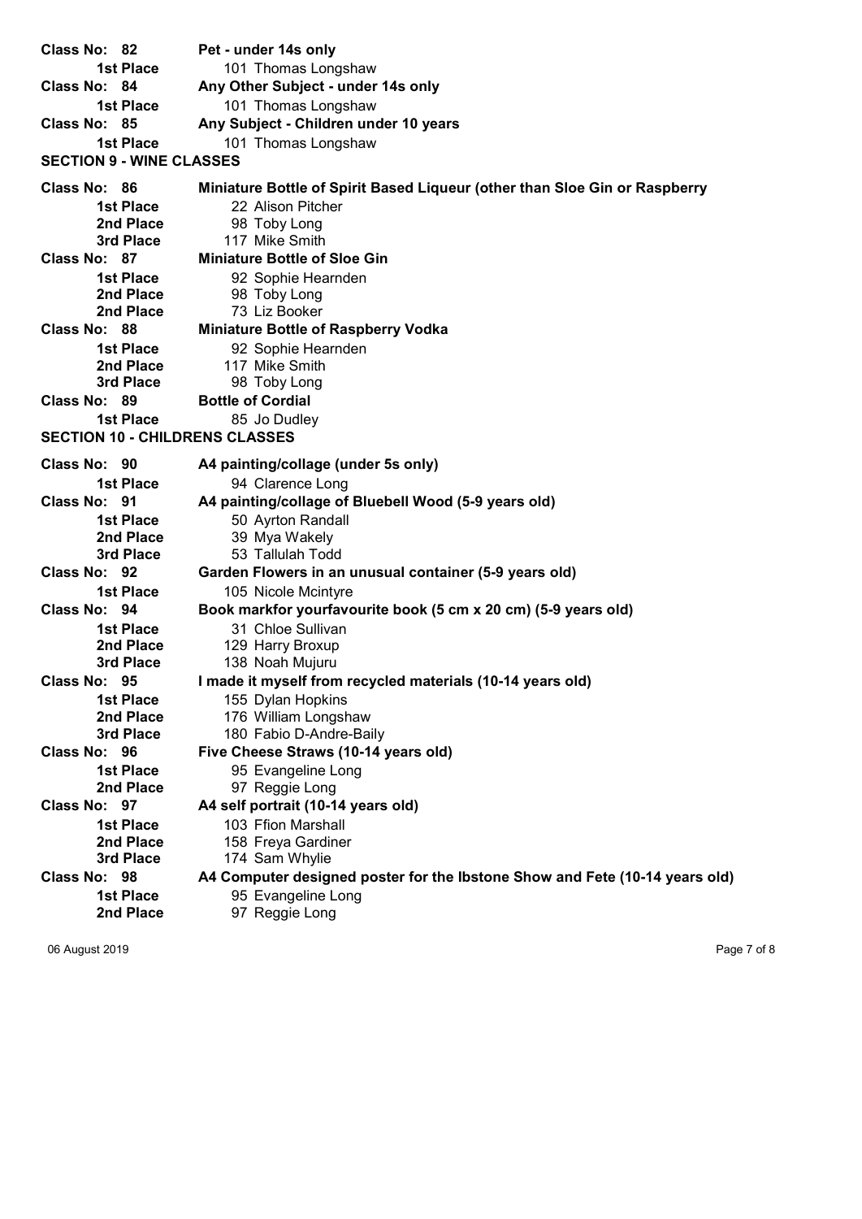**Class No: 82** **Pet - under 14s only**

| | |
|---|---|
| **1st Place** | 101 Thomas Longshaw |

**Class No: 84** **Any Other Subject - under 14s only**

| | |
|---|---|
| **1st Place** | 101 Thomas Longshaw |

**Class No: 85** **Any Subject - Children under 10 years**

| | |
|---|---|
| **1st Place** | 101 Thomas Longshaw |

## SECTION 9 - WINE CLASSES

**Class No: 86** **Miniature Bottle of Spirit Based Liqueur (other than Sloe Gin or Raspberry**

| | |
|---|---|
| **1st Place** | 22 Alison Pitcher |
| **2nd Place** | 98 Toby Long |
| **3rd Place** | 117 Mike Smith |

**Class No: 87** **Miniature Bottle of Sloe Gin**

| | |
|---|---|
| **1st Place** | 92 Sophie Hearnden |
| **2nd Place** | 98 Toby Long |
| **2nd Place** | 73 Liz Booker |

**Class No: 88** **Miniature Bottle of Raspberry Vodka**

| | |
|---|---|
| **1st Place** | 92 Sophie Hearnden |
| **2nd Place** | 117 Mike Smith |
| **3rd Place** | 98 Toby Long |

**Class No: 89** **Bottle of Cordial**

| | |
|---|---|
| **1st Place** | 85 Jo Dudley |

## SECTION 10 - CHILDRENS CLASSES

**Class No: 90** **A4 painting/collage (under 5s only)**

| | |
|---|---|
| **1st Place** | 94 Clarence Long |

**Class No: 91** **A4 painting/collage of Bluebell Wood (5-9 years old)**

| | |
|---|---|
| **1st Place** | 50 Ayrton Randall |
| **2nd Place** | 39 Mya Wakely |
| **3rd Place** | 53 Tallulah Todd |

**Class No: 92** **Garden Flowers in an unusual container (5-9 years old)**

| | |
|---|---|
| **1st Place** | 105 Nicole Mcintyre |

**Class No: 94** **Book markfor yourfavourite book (5 cm x 20 cm) (5-9 years old)**

| | |
|---|---|
| **1st Place** | 31 Chloe Sullivan |
| **2nd Place** | 129 Harry Broxup |
| **3rd Place** | 138 Noah Mujuru |

**Class No: 95** **I made it myself from recycled materials (10-14 years old)**

| | |
|---|---|
| **1st Place** | 155 Dylan Hopkins |
| **2nd Place** | 176 William Longshaw |
| **3rd Place** | 180 Fabio D-Andre-Baily |

**Class No: 96** **Five Cheese Straws (10-14 years old)**

| | |
|---|---|
| **1st Place** | 95 Evangeline Long |
| **2nd Place** | 97 Reggie Long |

**Class No: 97** **A4 self portrait (10-14 years old)**

| | |
|---|---|
| **1st Place** | 103 Ffion Marshall |
| **2nd Place** | 158 Freya Gardiner |
| **3rd Place** | 174 Sam Whylie |

**Class No: 98** **A4 Computer designed poster for the Ibstone Show and Fete (10-14 years old)**

| | |
|---|---|
| **1st Place** | 95 Evangeline Long |
| **2nd Place** | 97 Reggie Long |

06 August 2019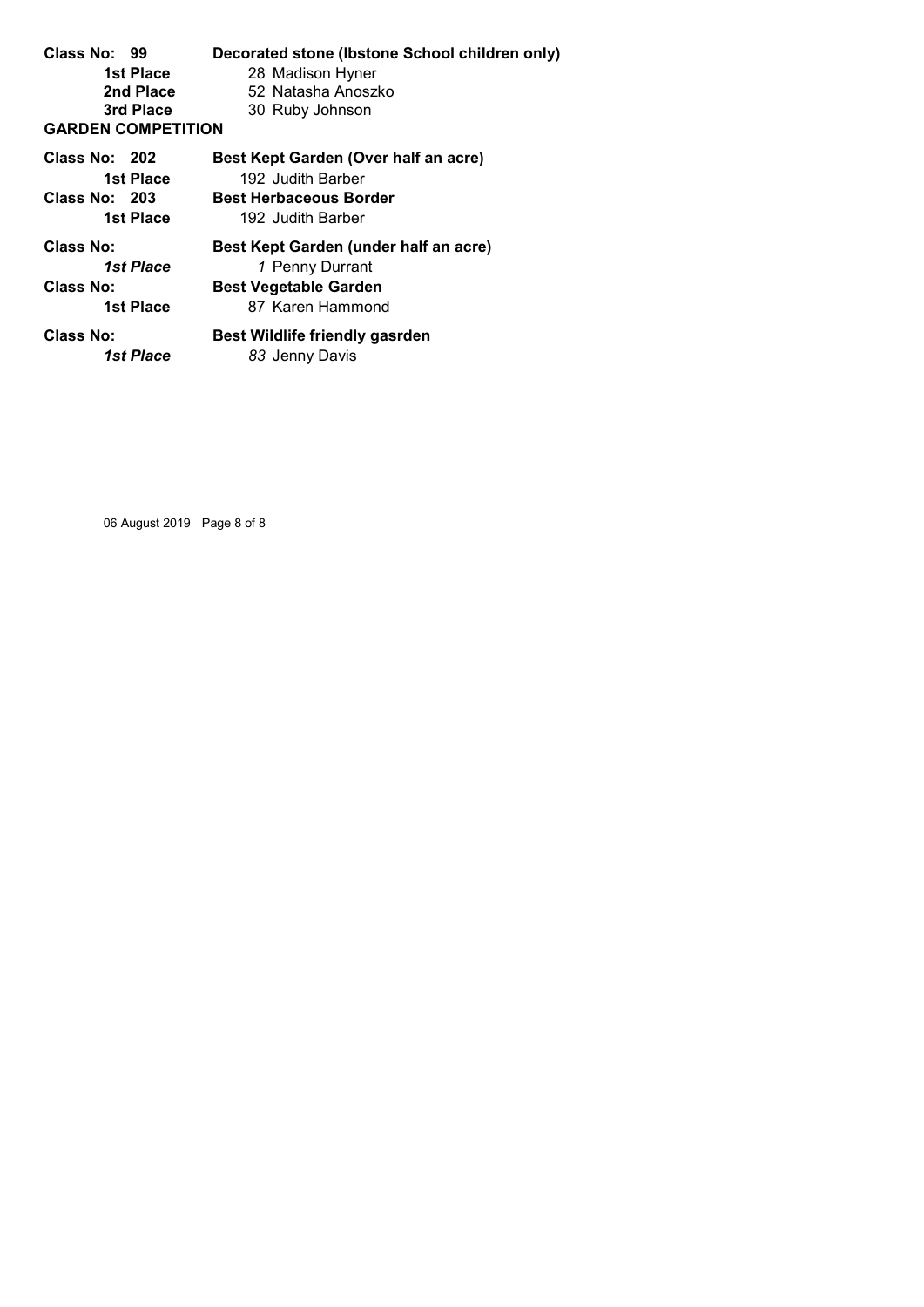**Class No: 99** **Decorated stone (Ibstone School children only)**

**1st Place** 28 Madison Hyner

**2nd Place** 52 Natasha Anoszko

**3rd Place** 30 Ruby Johnson

## GARDEN COMPETITION

**Class No: 202** **Best Kept Garden (Over half an acre)**

**1st Place** 192 Judith Barber

**Class No: 203** **Best Herbaceous Border**

**1st Place** 192 Judith Barber

**Class No:** **Best Kept Garden (under half an acre)**

***1st Place*** *1* Penny Durrant

**Class No:** **Best Vegetable Garden**

**1st Place** 87 Karen Hammond

**Class No:** **Best Wildlife friendly gasrden**

***1st Place*** *83* Jenny Davis

06 August 2019